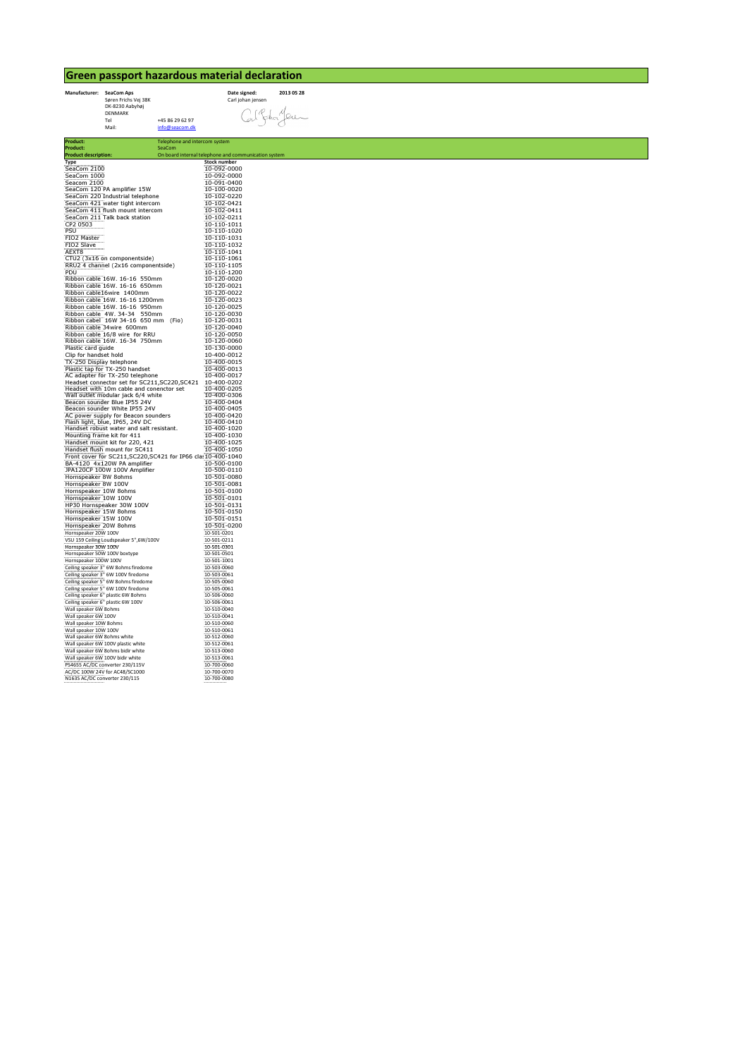# Green passport hazardous material declaration

**Manufacturer:** **SeaCom Aps**
Søren Frichs Vej 38K
DK-8230 Aabyhøj
DENMARK
Tel +45 86 29 62 97
Mail: info@seacom.dk

**Date signed:** **2013 05 28**
Carl johan jensen

| **Product:** | Telephone and intercom system |
|---|---|
| **Product:** | SeaCom |
| **Product description:** | On board internal telephone and communication system |

| **Type** | **Stock number** |
|---|---|
| SeaCom 2100 | 10-092-0000 |
| SeaCom 1000 | 10-092-0000 |
| Seacom 2100 | 10-091-0400 |
| SeaCom 120 PA amplifier 15W | 10-100-0020 |
| SeaCom 220 Industrial telephone | 10-102-0220 |
| SeaCom 421 water tight intercom | 10-102-0421 |
| SeaCom 411 flush mount intercom | 10-102-0411 |
| SeaCom 211 Talk back station | 10-102-0211 |
| CP2 0503 | 10-110-1011 |
| PSU | 10-110-1020 |
| FIO2 Master | 10-110-1031 |
| FIO2 Slave | 10-110-1032 |
| AEX18 | 10-110-1041 |
| CTU2 (3x16 on componentside) | 10-110-1061 |
| RRU2 4 channel (2x16 componentside) | 10-110-1105 |
| PDU | 10-110-1200 |
| Ribbon cable 16W. 16-16 550mm | 10-120-0020 |
| Ribbon cable 16W. 16-16 650mm | 10-120-0021 |
| Ribbon cable16wire 1400mm | 10-120-0022 |
| Ribbon cable 16W. 16-16 1200mm | 10-120-0023 |
| Ribbon cable 16W. 16-16 950mm | 10-120-0025 |
| Ribbon cable 4W. 34-34 550mm | 10-120-0030 |
| Ribbon cabel 16W 34-16 650 mm (Fio) | 10-120-0031 |
| Ribbon cable 34wire 600mm | 10-120-0040 |
| Ribbon cable 16/8 wire for RRU | 10-120-0050 |
| Ribbon cable 16W. 16-34 750mm | 10-120-0060 |
| Plastic card guide | 10-130-0000 |
| Clip for handset hold | 10-400-0012 |
| TX-250 Display telephone | 10-400-0015 |
| Plastic tap for TX-250 handset | 10-400-0013 |
| AC adapter for TX-250 telephone | 10-400-0017 |
| Headset connector set for SC211,SC220,SC421 | 10-400-0202 |
| Headset with 10m cable and conenctor set | 10-400-0205 |
| Wall outlet modular jack 6/4 white | 10-400-0306 |
| Beacon sounder Blue IP55 24V | 10-400-0404 |
| Beacon sounder White IP55 24V | 10-400-0405 |
| AC power supply for Beacon sounders | 10-400-0420 |
| Flash light, blue, IP65, 24V DC | 10-400-0410 |
| Handset robust water and salt resistant. | 10-400-1020 |
| Mounting frame kit for 411 | 10-400-1030 |
| Handset mount kit for 220, 421 | 10-400-1025 |
| Handset flush mount for SC411 | 10-400-1050 |
| Front cover for SC211,SC220,SC421 for IP66 clas | 10-400-1040 |
| BA-4120 4x120W PA amplifier | 10-500-0100 |
| JPA120CP 100W 100V Amplifier | 10-500-0110 |
| Hornspeaker 8W 8ohms | 10-501-0080 |
| Hornspeaker 8W 100V | 10-501-0081 |
| Hornspeaker 10W 8ohms | 10-501-0100 |
| Hornspeaker 10W 100V | 10-501-0101 |
| HP30 Hornspeaker 30W 100V | 10-501-0131 |
| Hornspeaker 15W 8ohms | 10-501-0150 |
| Hornspeaker 15W 100V | 10-501-0151 |
| Hornspeaker 20W 8ohms | 10-501-0200 |
| Hornspeaker 20W 100V | 10-501-0201 |
| VSU 159 Ceiling Loudspeaker 5",6W/100V | 10-501-0211 |
| Hornspeaker 30W 100V | 10-501-0301 |
| Hornspeaker 50W 100V boxtype | 10-501-0501 |
| Hornspeaker 100W 100V | 10-501-1001 |
| Ceiling speaker 3" 6W 8ohms firedome | 10-503-0060 |
| Ceiling speaker 3" 6W 100V firedome | 10-503-0061 |
| Ceiling speaker 5" 6W 8ohms firedome | 10-505-0060 |
| Ceiling speaker 5" 6W 100V firedome | 10-505-0061 |
| Ceiling speaker 6" plastic 6W 8ohms | 10-506-0060 |
| Ceiling speaker 6" plastic 6W 100V | 10-506-0061 |
| Wall speaker 6W 8ohms | 10-510-0040 |
| Wall speaker 6W 100V | 10-510-0041 |
| Wall speaker 10W 8ohms | 10-510-0060 |
| Wall speaker 10W 100V | 10-510-0061 |
| Wall speaker 6W 8ohms white | 10-512-0060 |
| Wall speaker 6W 100V plastic white | 10-512-0061 |
| Wall speaker 6W 8ohms bidir white | 10-513-0060 |
| Wall speaker 6W 100V bidir white | 10-513-0061 |
| PS4655 AC/DC converter 230/115V | 10-700-0060 |
| AC/DC 100W 24V for AC48/SC1000 | 10-700-0070 |
| N1635 AC/DC converter 230/115 | 10-700-0080 |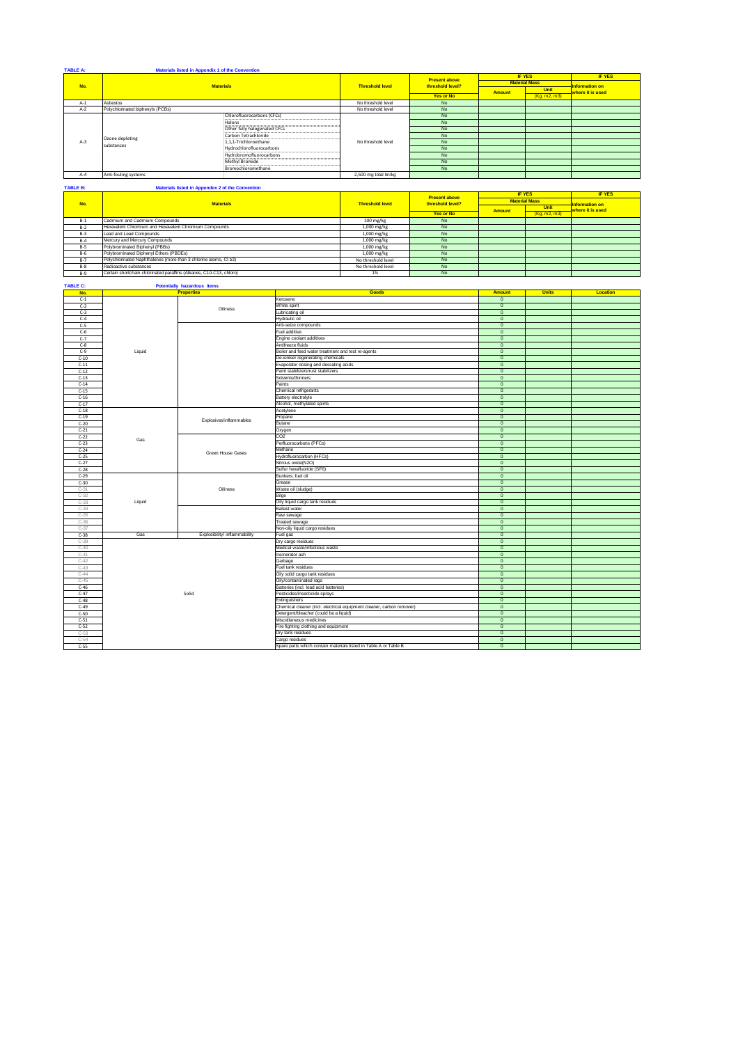**TABLE A:** **Materials listed in Appendix 1 of the Convention**

| No. | Materials | | Threshold level | Present above threshold level? | IF YES | | IF YES |
|---|---|---|---|---|---|---|---|
| | | | | | Material Mass | | Information on where it is used |
| | | | | Yes or No | Amount | Unit (Kg, m2, m3) | |
| A-1 | Asbestos | | No threshold level | No | | | |
| A-2 | Polychlorinated biphenyls (PCBs) | | No threshold level | No | | | |
| A-3 | Ozone depleting substances | Chlorofluorocarbons (CFCs) | No threshold level | No | | | |
| | | Halons | | No | | | |
| | | Other fully halogenated CFCs | | No | | | |
| | | Carbon Tetrachloride | | No | | | |
| | | 1,1,1-Trichloroethane | | No | | | |
| | | Hydrochlorofluorocarbons | | No | | | |
| | | Hydrobromofluorocarbons | | No | | | |
| | | Methyl Bromide | | No | | | |
| | | Bromochloromethane | | No | | | |
| A-4 | Anti-fouling systems | | 2,500 mg total tin/kg | | | | |

**TABLE B:** **Materials listed in Appendix 2 of the Convention**

| No. | Materials | Threshold level | Present above threshold level? | IF YES | | IF YES |
|---|---|---|---|---|---|---|
| | | | | Material Mass | | Information on where it is used |
| | | | Yes or No | Amount | Unit (Kg, m2, m3) | |
| B-1 | Cadmium and Cadmium Compounds | 100 mg/kg | No | | | |
| B-2 | Hexavalent Chromium and Hexavalent Chromium Compounds | 1,000 mg/kg | No | | | |
| B-3 | Lead and Lead Compounds | 1,000 mg/kg | No | | | |
| B-4 | Mercury and Mercury Compounds | 1,000 mg/kg | No | | | |
| B-5 | Polybrominated Biphenyl (PBBs) | 1,000 mg/kg | No | | | |
| B-6 | Polybrominated Diphenyl Ethers (PBDEs) | 1,000 mg/kg | No | | | |
| B-7 | Polychlorinated Naphthalenes (more than 3 chlorine atoms, Cl ≥3) | No threshold level | No | | | |
| B-8 | Radioactive substances | No threshold level | No | | | |
| B-9 | Certain shortchain chlorinated paraffins (Alkanes, C10-C13, chloro) | 1% | No | | | |

**TABLE C:** **Potentially hazardous items**

| No. | Properties | | Goods | Amount | Units | Location |
|---|---|---|---|---|---|---|
| C-1 | Liquid | Oiliness | Kerosene | 0 | | |
| C-2 | | | White spirit | 0 | | |
| C-3 | | | Lubricating oil | 0 | | |
| C-4 | | | Hydraulic oil | 0 | | |
| C-5 | | | Anti-seize compounds | 0 | | |
| C-6 | | | Fuel additive | 0 | | |
| C-7 | | | Engine coolant additives | 0 | | |
| C-8 | | | Antifreeze fluids | 0 | | |
| C-9 | | | Boiler and feed water treatment and test re-agents | 0 | | |
| C-10 | | | De-ioniser regenerating chemicals | 0 | | |
| C-11 | | | Evaporator dosing and descaling acids | 0 | | |
| C-12 | | | Paint stabilizers/rust stabilizers | 0 | | |
| C-13 | | | Solvents/thinners | 0 | | |
| C-14 | | | Paints | 0 | | |
| C-15 | | | Chemical refrigerants | 0 | | |
| C-16 | | | Battery electrolyte | 0 | | |
| C-17 | | | Alcohol, methylated spirits | 0 | | |
| C-18 | Gas | Explosives/inflammables | Acetylene | 0 | | |
| C-19 | | | Propane | 0 | | |
| C-20 | | | Butane | 0 | | |
| C-21 | | | Oxygen | 0 | | |
| C-22 | | Green House Gases | CO2 | 0 | | |
| C-23 | | | Perfluorocarbons (PFCs) | 0 | | |
| C-24 | | | Methane | 0 | | |
| C-25 | | | Hydrofluorocarbon (HFCs) | 0 | | |
| C-27 | | | Nitrous oxide(N2O) | 0 | | |
| C-28 | | | Sulfur hexafluoride (SF6) | 0 | | |
| C-29 | Liquid | Oiliness | Bunkers: fuel oil | 0 | | |
| C-30 | | | Grease | 0 | | |
| C-31 | | | Waste oil (sludge) | 0 | | |
| C-32 | | | Bilge | 0 | | |
| C-33 | | | Oily liquid cargo tank residues | 0 | | |
| C-34 | | | Ballast water | 0 | | |
| C-35 | | | Raw sewage | 0 | | |
| C-36 | | | Treated sewage | 0 | | |
| C-37 | | | Non-oily liquid cargo residues | 0 | | |
| C-38 | Gas | Explosibility/ inflammability | Fuel gas | 0 | | |
| C-39 | Solid | | Dry cargo residues | 0 | | |
| C-40 | | | Medical waste/infectious waste | 0 | | |
| C-41 | | | Incinerator ash | 0 | | |
| C-42 | | | Garbage | 0 | | |
| C-43 | | | Fuel tank residues | 0 | | |
| C-44 | | | Oily solid cargo tank residues | 0 | | |
| C-45 | | | Oily/contaminated rags | 0 | | |
| C-46 | | | Batteries (incl. lead acid batteries) | 0 | | |
| C-47 | | | Pesticides/insecticide sprays | 0 | | |
| C-48 | | | Extinguishers | 0 | | |
| C-49 | | | Chemical cleaner (incl. electrical equipment cleaner, carbon remover) | 0 | | |
| C-50 | | | Detergent/bleacher (could be a liquid) | 0 | | |
| C-51 | | | Miscellaneous medicines | 0 | | |
| C-52 | | | Fire fighting clothing and equipment | 0 | | |
| C-53 | | | Dry tank residues | 0 | | |
| C-54 | | | Cargo residues | 0 | | |
| C-55 | | | Spare parts which contain materials listed in Table A or Table B | 0 | | |